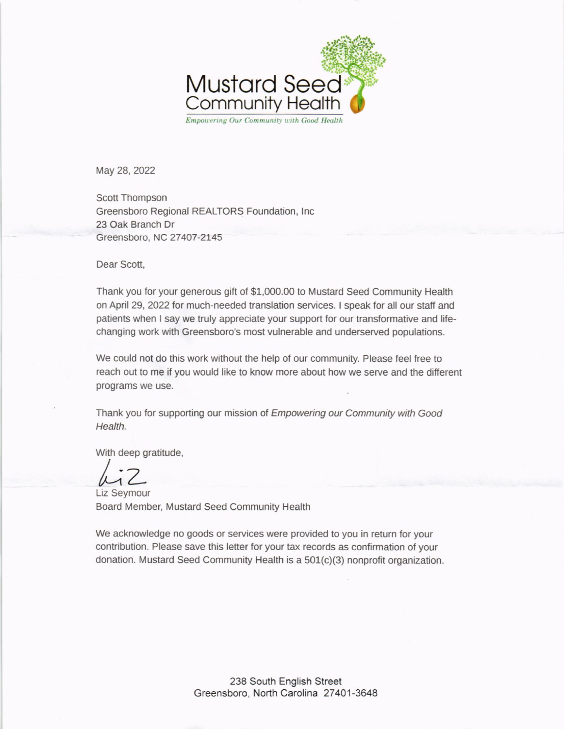# Mustard Seed Community Health

*Empowering Our Community with Good Health*

May 28, 2022

Scott Thompson
Greensboro Regional REALTORS Foundation, Inc
23 Oak Branch Dr
Greensboro, NC 27407-2145

Dear Scott,

Thank you for your generous gift of $1,000.00 to Mustard Seed Community Health on April 29, 2022 for much-needed translation services. I speak for all our staff and patients when I say we truly appreciate your support for our transformative and life-changing work with Greensboro's most vulnerable and underserved populations.

We could not do this work without the help of our community. Please feel free to reach out to me if you would like to know more about how we serve and the different programs we use.

Thank you for supporting our mission of *Empowering our Community with Good Health.*

With deep gratitude,

Liz

Liz Seymour
Board Member, Mustard Seed Community Health

We acknowledge no goods or services were provided to you in return for your contribution. Please save this letter for your tax records as confirmation of your donation. Mustard Seed Community Health is a 501(c)(3) nonprofit organization.

238 South English Street
Greensboro, North Carolina 27401-3648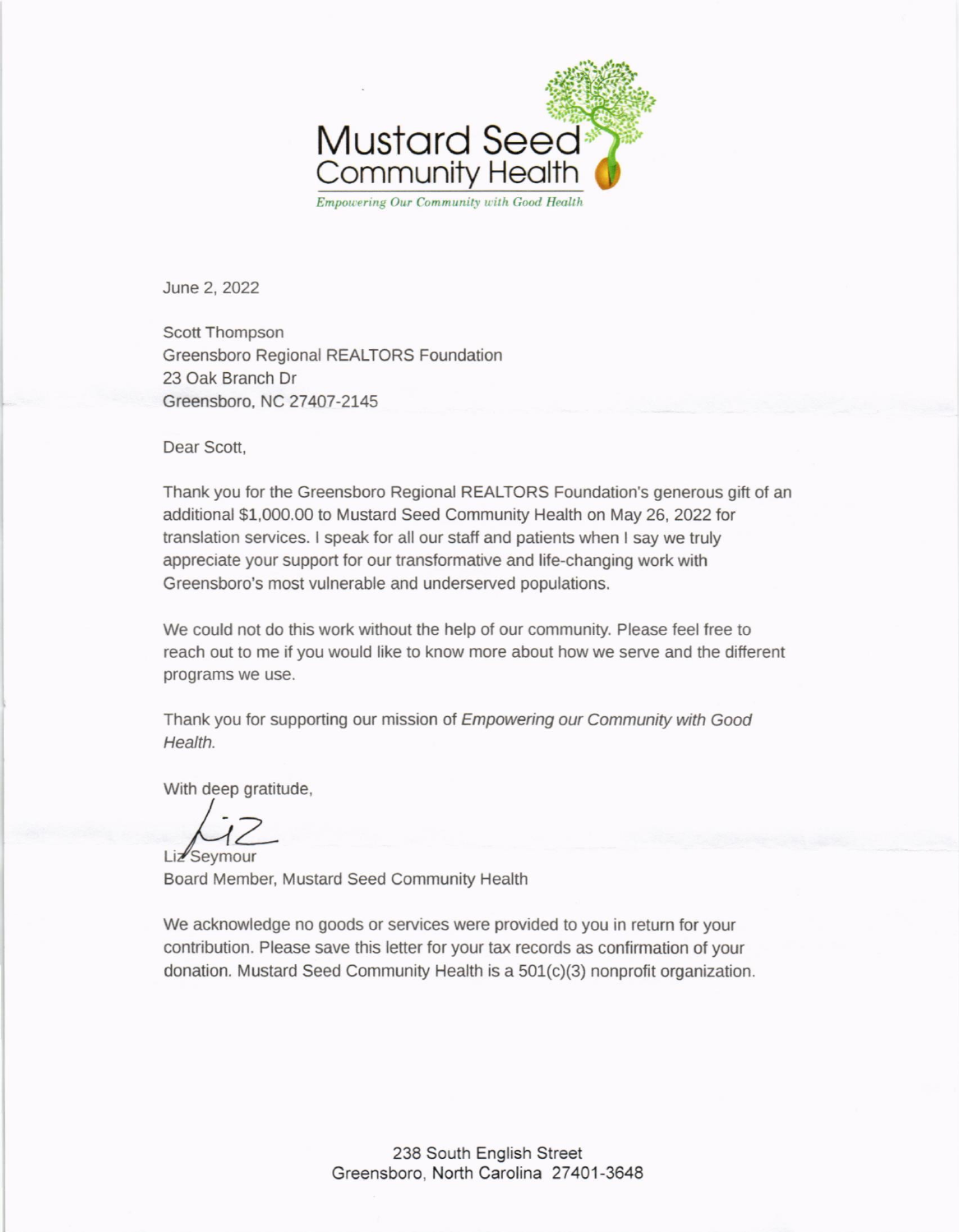Mustard Seed
Community Health

*Empowering Our Community with Good Health*

June 2, 2022

Scott Thompson
Greensboro Regional REALTORS Foundation
23 Oak Branch Dr
Greensboro, NC 27407-2145

Dear Scott,

Thank you for the Greensboro Regional REALTORS Foundation's generous gift of an additional $1,000.00 to Mustard Seed Community Health on May 26, 2022 for translation services. I speak for all our staff and patients when I say we truly appreciate your support for our transformative and life-changing work with Greensboro's most vulnerable and underserved populations.

We could not do this work without the help of our community. Please feel free to reach out to me if you would like to know more about how we serve and the different programs we use.

Thank you for supporting our mission of *Empowering our Community with Good Health.*

With deep gratitude,

Liz

Liz Seymour
Board Member, Mustard Seed Community Health

We acknowledge no goods or services were provided to you in return for your contribution. Please save this letter for your tax records as confirmation of your donation. Mustard Seed Community Health is a 501(c)(3) nonprofit organization.

238 South English Street
Greensboro, North Carolina 27401-3648